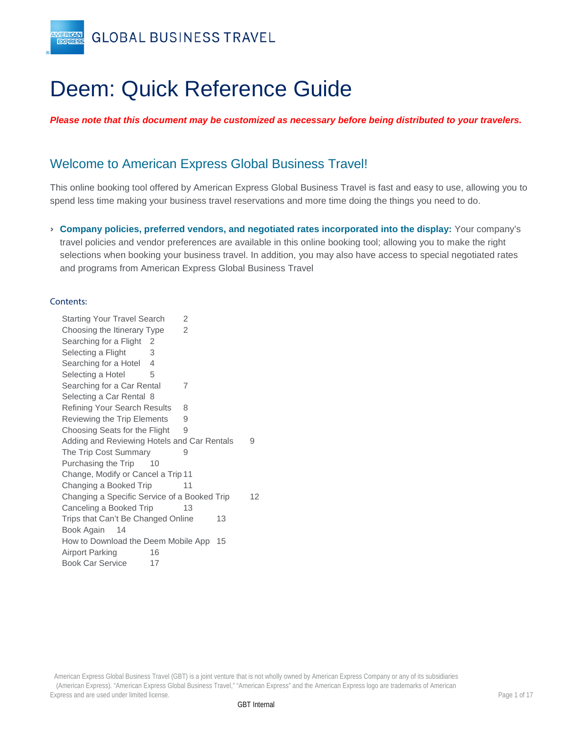GLOBAL BUSINESS TRAVEL

# Deem: Quick Reference Guide

***Please note that this document may be customized as necessary before being distributed to your travelers.***

## Welcome to American Express Global Business Travel!

This online booking tool offered by American Express Global Business Travel is fast and easy to use, allowing you to spend less time making your business travel reservations and more time doing the things you need to do.

- **Company policies, preferred vendors, and negotiated rates incorporated into the display:** Your company's travel policies and vendor preferences are available in this online booking tool; allowing you to make the right selections when booking your business travel. In addition, you may also have access to special negotiated rates and programs from American Express Global Business Travel

### Contents:

| Section | Page |
| --- | --- |
| Starting Your Travel Search | 2 |
| Choosing the Itinerary Type | 2 |
| Searching for a Flight | 2 |
| Selecting a Flight | 3 |
| Searching for a Hotel | 4 |
| Selecting a Hotel | 5 |
| Searching for a Car Rental | 7 |
| Selecting a Car Rental | 8 |
| Refining Your Search Results | 8 |
| Reviewing the Trip Elements | 9 |
| Choosing Seats for the Flight | 9 |
| Adding and Reviewing Hotels and Car Rentals | 9 |
| The Trip Cost Summary | 9 |
| Purchasing the Trip | 10 |
| Change, Modify or Cancel a Trip | 11 |
| Changing a Booked Trip | 11 |
| Changing a Specific Service of a Booked Trip | 12 |
| Canceling a Booked Trip | 13 |
| Trips that Can't Be Changed Online | 13 |
| Book Again | 14 |
| How to Download the Deem Mobile App | 15 |
| Airport Parking | 16 |
| Book Car Service | 17 |

American Express Global Business Travel (GBT) is a joint venture that is not wholly owned by American Express Company or any of its subsidiaries (American Express). "American Express Global Business Travel," "American Express" and the American Express logo are trademarks of American Express and are used under limited license.

GBT Internal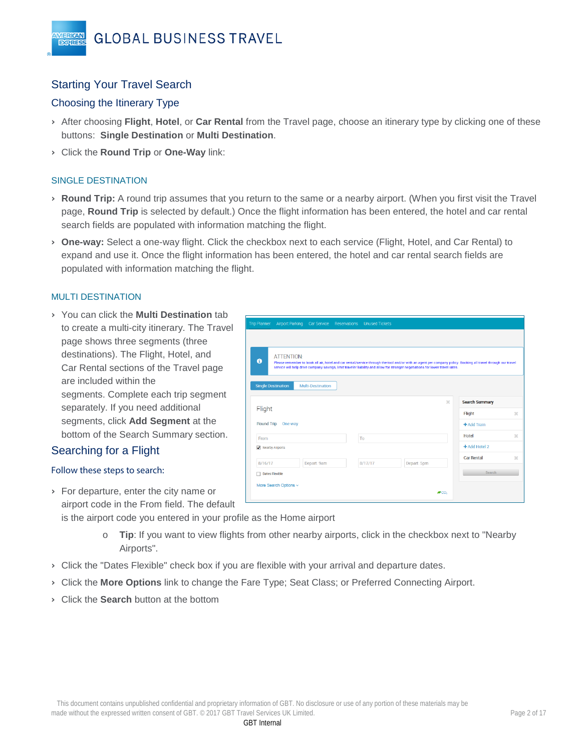## Starting Your Travel Search

### Choosing the Itinerary Type

- After choosing **Flight**, **Hotel**, or **Car Rental** from the Travel page, choose an itinerary type by clicking one of these buttons: **Single Destination** or **Multi Destination**.
- Click the **Round Trip** or **One-Way** link:

#### SINGLE DESTINATION

- **Round Trip:** A round trip assumes that you return to the same or a nearby airport. (When you first visit the Travel page, **Round Trip** is selected by default.) Once the flight information has been entered, the hotel and car rental search fields are populated with information matching the flight.
- **One-way:** Select a one-way flight. Click the checkbox next to each service (Flight, Hotel, and Car Rental) to expand and use it. Once the flight information has been entered, the hotel and car rental search fields are populated with information matching the flight.

#### MULTI DESTINATION

- You can click the **Multi Destination** tab to create a multi-city itinerary. The Travel page shows three segments (three destinations). The Flight, Hotel, and Car Rental sections of the Travel page are included within the segments. Complete each trip segment separately. If you need additional segments, click **Add Segment** at the bottom of the Search Summary section.

## Searching for a Flight

### Follow these steps to search:

- For departure, enter the city name or airport code in the From field. The default is the airport code you entered in your profile as the Home airport
    - **Tip**: If you want to view flights from other nearby airports, click in the checkbox next to "Nearby Airports".
- Click the "Dates Flexible" check box if you are flexible with your arrival and departure dates.
- Click the **More Options** link to change the Fare Type; Seat Class; or Preferred Connecting Airport.
- Click the **Search** button at the bottom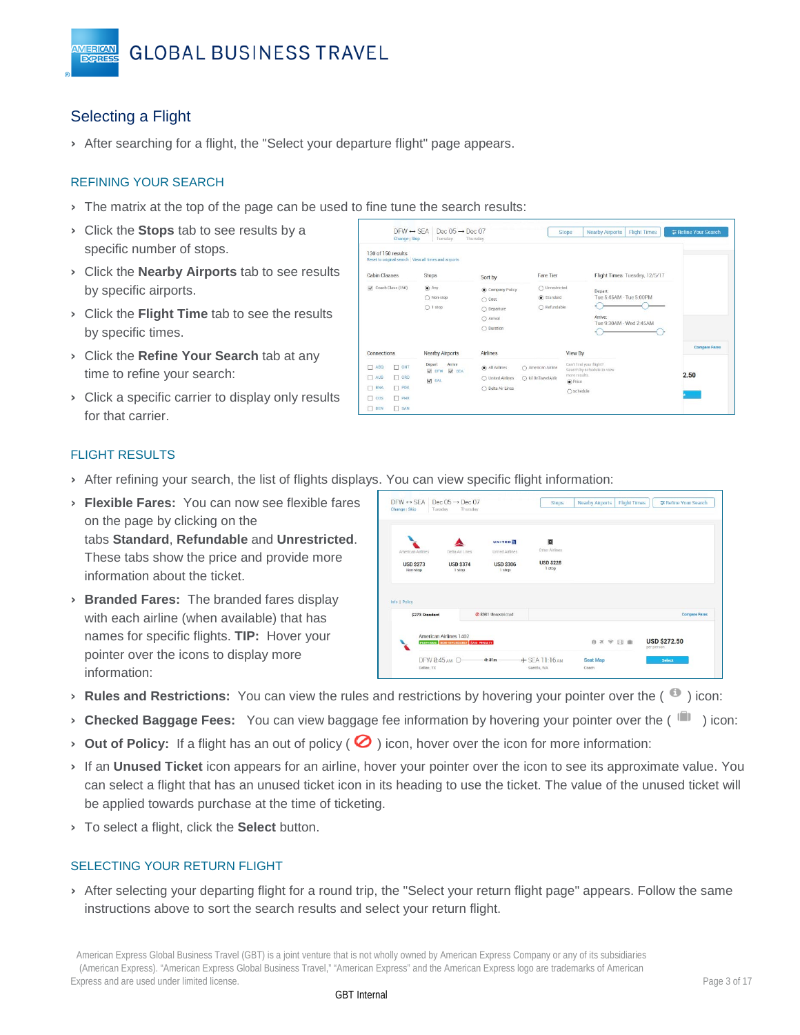## Selecting a Flight

- After searching for a flight, the "Select your departure flight" page appears.

### REFINING YOUR SEARCH

- The matrix at the top of the page can be used to fine tune the search results:
- Click the **Stops** tab to see results by a specific number of stops.
- Click the **Nearby Airports** tab to see results by specific airports.
- Click the **Flight Time** tab to see the results by specific times.
- Click the **Refine Your Search** tab at any time to refine your search:
- Click a specific carrier to display only results for that carrier.

### FLIGHT RESULTS

- After refining your search, the list of flights displays. You can view specific flight information:
- **Flexible Fares:** You can now see flexible fares on the page by clicking on the tabs **Standard**, **Refundable** and **Unrestricted**. These tabs show the price and provide more information about the ticket.
- **Branded Fares:** The branded fares display with each airline (when available) that has names for specific flights. **TIP:** Hover your pointer over the icons to display more information:
- **Rules and Restrictions:** You can view the rules and restrictions by hovering your pointer over the ( ) icon:
- **Checked Baggage Fees:** You can view baggage fee information by hovering your pointer over the ( ) icon:
- **Out of Policy:** If a flight has an out of policy ( ) icon, hover over the icon for more information:
- If an **Unused Ticket** icon appears for an airline, hover your pointer over the icon to see its approximate value. You can select a flight that has an unused ticket icon in its heading to use the ticket. The value of the unused ticket will be applied towards purchase at the time of ticketing.
- To select a flight, click the **Select** button.

### SELECTING YOUR RETURN FLIGHT

- After selecting your departing flight for a round trip, the "Select your return flight page" appears. Follow the same instructions above to sort the search results and select your return flight.

American Express Global Business Travel (GBT) is a joint venture that is not wholly owned by American Express Company or any of its subsidiaries (American Express). "American Express Global Business Travel," "American Express" and the American Express logo are trademarks of American Express and are used under limited license.

GBT Internal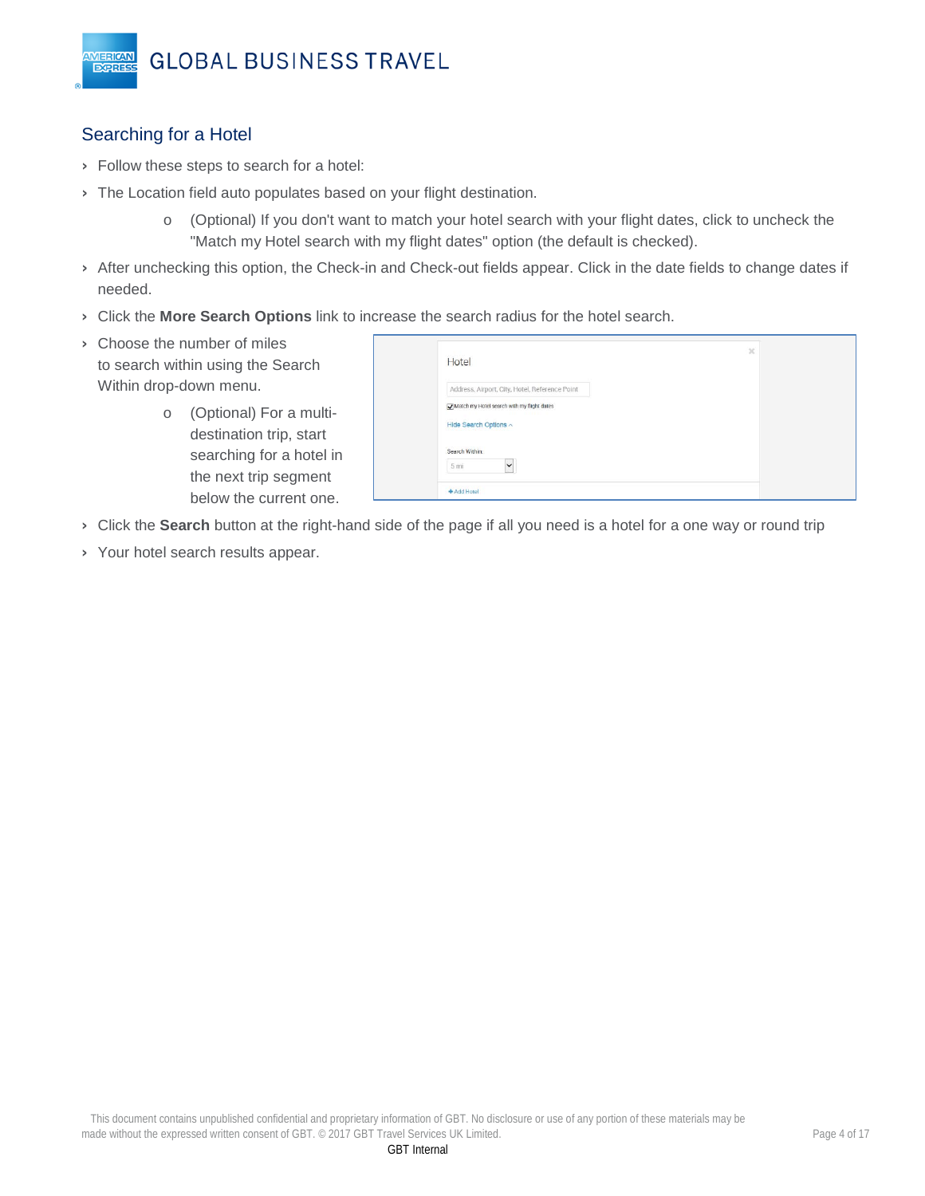## Searching for a Hotel

- Follow these steps to search for a hotel:
- The Location field auto populates based on your flight destination.
    - (Optional) If you don't want to match your hotel search with your flight dates, click to uncheck the "Match my Hotel search with my flight dates" option (the default is checked).
- After unchecking this option, the Check-in and Check-out fields appear. Click in the date fields to change dates if needed.
- Click the **More Search Options** link to increase the search radius for the hotel search.
- Choose the number of miles to search within using the Search Within drop-down menu.
    - (Optional) For a multi-destination trip, start searching for a hotel in the next trip segment below the current one.
- Click the **Search** button at the right-hand side of the page if all you need is a hotel for a one way or round trip
- Your hotel search results appear.

This document contains unpublished confidential and proprietary information of GBT. No disclosure or use of any portion of these materials may be made without the expressed written consent of GBT. © 2017 GBT Travel Services UK Limited.

GBT Internal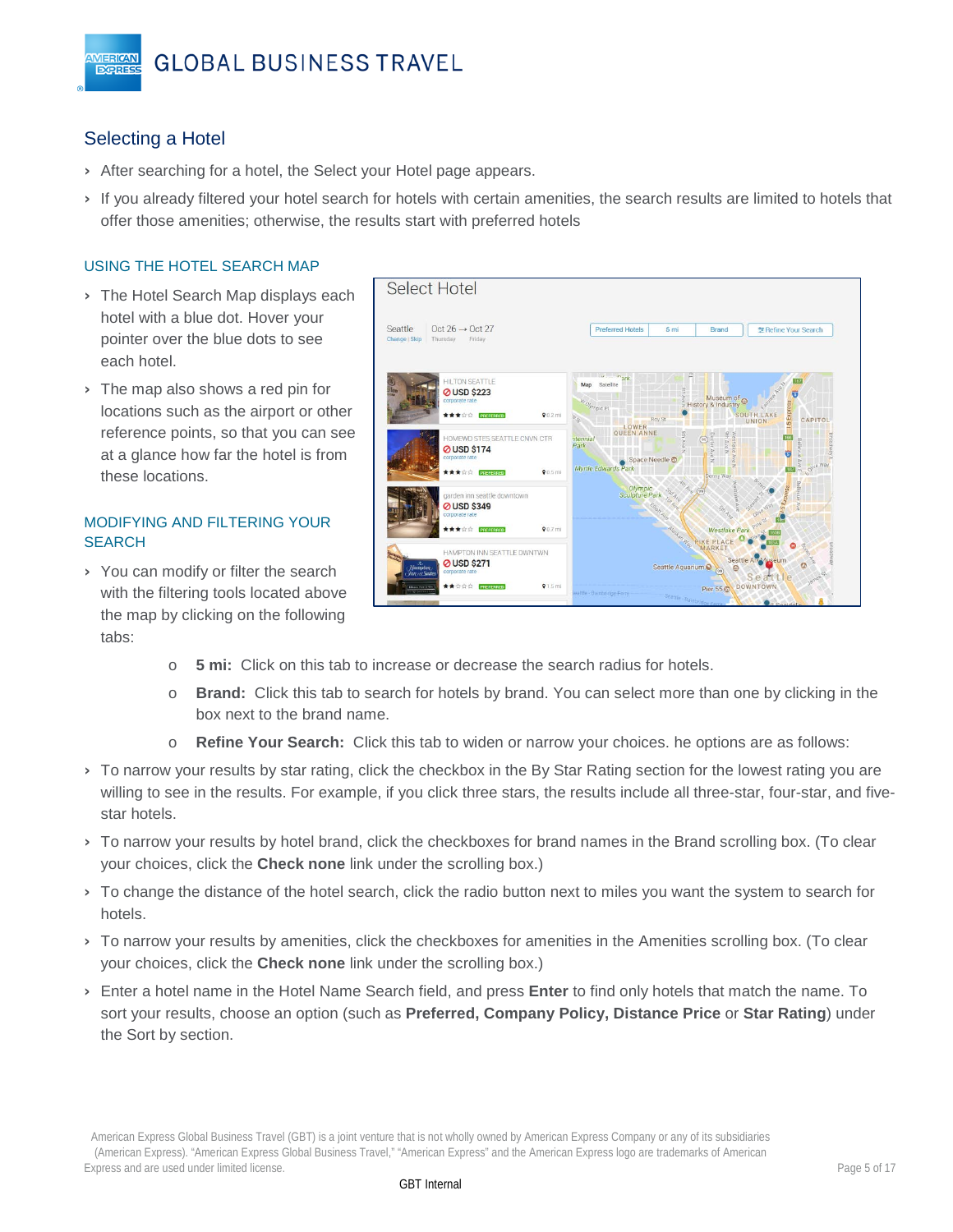## Selecting a Hotel

- After searching for a hotel, the Select your Hotel page appears.
- If you already filtered your hotel search for hotels with certain amenities, the search results are limited to hotels that offer those amenities; otherwise, the results start with preferred hotels

### USING THE HOTEL SEARCH MAP

- The Hotel Search Map displays each hotel with a blue dot. Hover your pointer over the blue dots to see each hotel.
- The map also shows a red pin for locations such as the airport or other reference points, so that you can see at a glance how far the hotel is from these locations.

### MODIFYING AND FILTERING YOUR SEARCH

- You can modify or filter the search with the filtering tools located above the map by clicking on the following tabs:
  - **5 mi:** Click on this tab to increase or decrease the search radius for hotels.
  - **Brand:** Click this tab to search for hotels by brand. You can select more than one by clicking in the box next to the brand name.
  - **Refine Your Search:** Click this tab to widen or narrow your choices. he options are as follows:
- To narrow your results by star rating, click the checkbox in the By Star Rating section for the lowest rating you are willing to see in the results. For example, if you click three stars, the results include all three-star, four-star, and five-star hotels.
- To narrow your results by hotel brand, click the checkboxes for brand names in the Brand scrolling box. (To clear your choices, click the **Check none** link under the scrolling box.)
- To change the distance of the hotel search, click the radio button next to miles you want the system to search for hotels.
- To narrow your results by amenities, click the checkboxes for amenities in the Amenities scrolling box. (To clear your choices, click the **Check none** link under the scrolling box.)
- Enter a hotel name in the Hotel Name Search field, and press **Enter** to find only hotels that match the name. To sort your results, choose an option (such as **Preferred, Company Policy, Distance Price** or **Star Rating**) under the Sort by section.

American Express Global Business Travel (GBT) is a joint venture that is not wholly owned by American Express Company or any of its subsidiaries (American Express). "American Express Global Business Travel," "American Express" and the American Express logo are trademarks of American Express and are used under limited license.

GBT Internal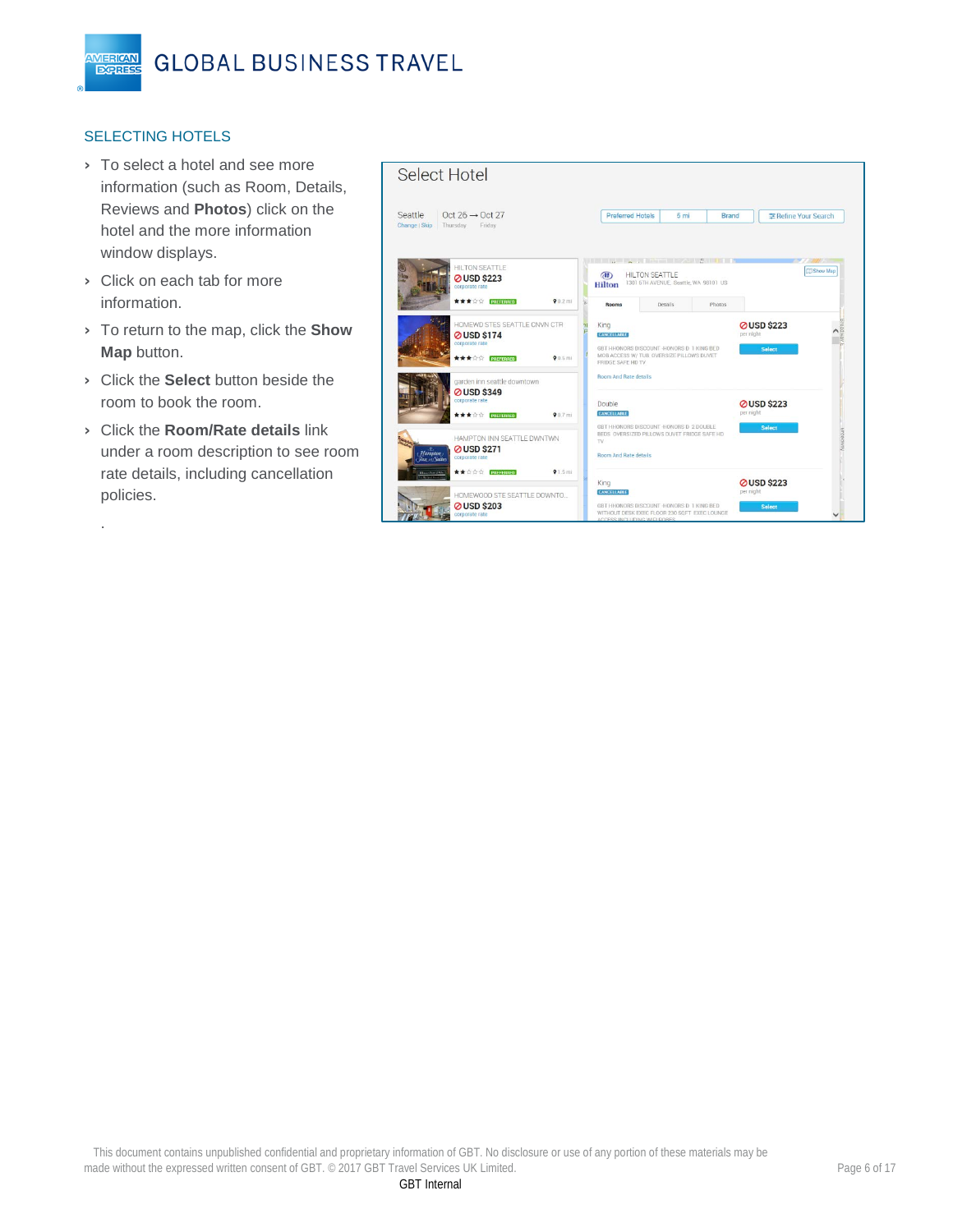## SELECTING HOTELS

- To select a hotel and see more information (such as Room, Details, Reviews and **Photos**) click on the hotel and the more information window displays.
- Click on each tab for more information.
- To return to the map, click the **Show Map** button.
- Click the **Select** button beside the room to book the room.
- Click the **Room/Rate details** link under a room description to see room rate details, including cancellation policies.

.

This document contains unpublished confidential and proprietary information of GBT. No disclosure or use of any portion of these materials may be made without the expressed written consent of GBT. © 2017 GBT Travel Services UK Limited.

GBT Internal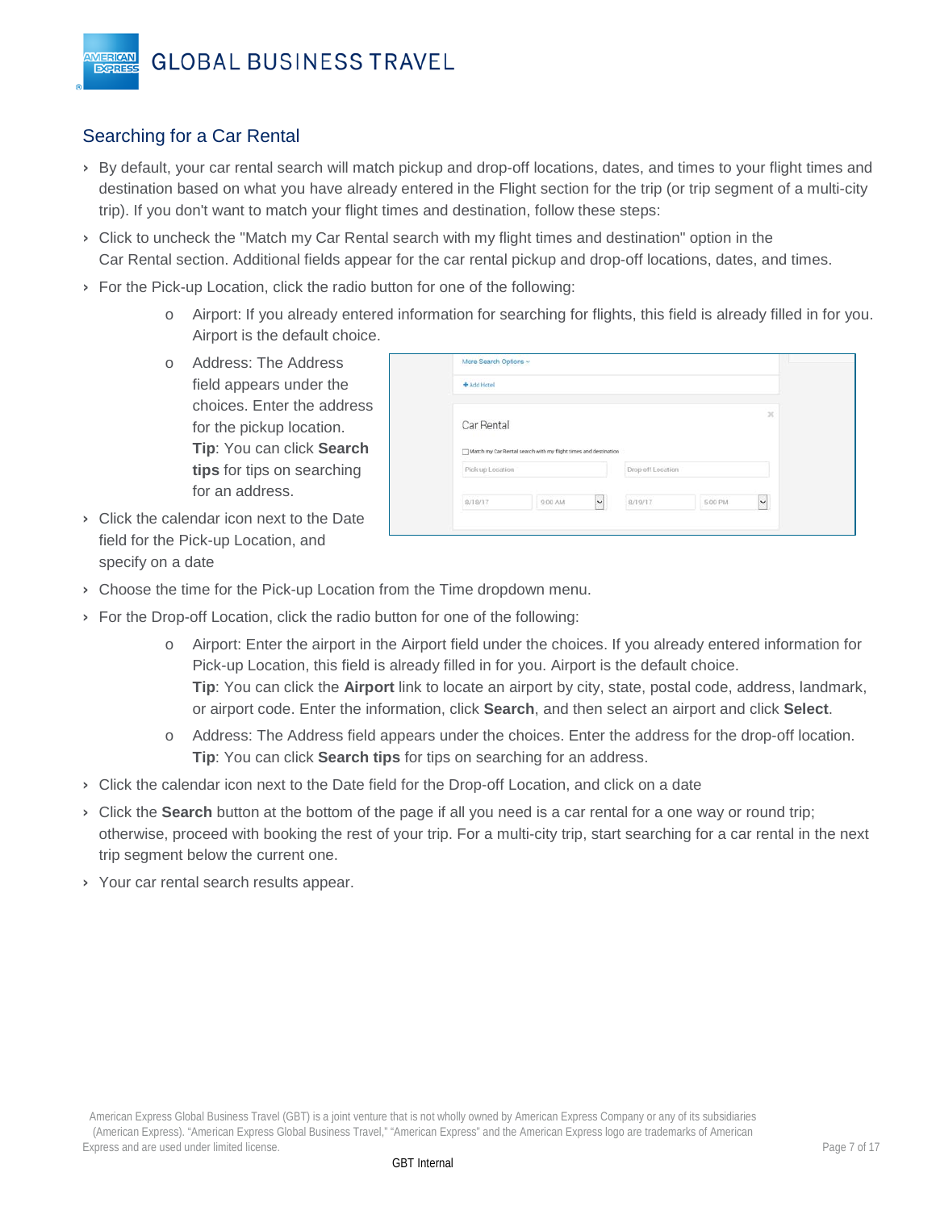## Searching for a Car Rental

- By default, your car rental search will match pickup and drop-off locations, dates, and times to your flight times and destination based on what you have already entered in the Flight section for the trip (or trip segment of a multi-city trip). If you don't want to match your flight times and destination, follow these steps:
- Click to uncheck the "Match my Car Rental search with my flight times and destination" option in the Car Rental section. Additional fields appear for the car rental pickup and drop-off locations, dates, and times.
- For the Pick-up Location, click the radio button for one of the following:
  - Airport: If you already entered information for searching for flights, this field is already filled in for you. Airport is the default choice.
  - Address: The Address field appears under the choices. Enter the address for the pickup location. **Tip**: You can click **Search tips** for tips on searching for an address.
- Click the calendar icon next to the Date field for the Pick-up Location, and specify on a date
- Choose the time for the Pick-up Location from the Time dropdown menu.
- For the Drop-off Location, click the radio button for one of the following:
  - Airport: Enter the airport in the Airport field under the choices. If you already entered information for Pick-up Location, this field is already filled in for you. Airport is the default choice.
    **Tip**: You can click the **Airport** link to locate an airport by city, state, postal code, address, landmark, or airport code. Enter the information, click **Search**, and then select an airport and click **Select**.
  - Address: The Address field appears under the choices. Enter the address for the drop-off location.
    **Tip**: You can click **Search tips** for tips on searching for an address.
- Click the calendar icon next to the Date field for the Drop-off Location, and click on a date
- Click the **Search** button at the bottom of the page if all you need is a car rental for a one way or round trip; otherwise, proceed with booking the rest of your trip. For a multi-city trip, start searching for a car rental in the next trip segment below the current one.
- Your car rental search results appear.

American Express Global Business Travel (GBT) is a joint venture that is not wholly owned by American Express Company or any of its subsidiaries (American Express). "American Express Global Business Travel," "American Express" and the American Express logo are trademarks of American Express and are used under limited license.

GBT Internal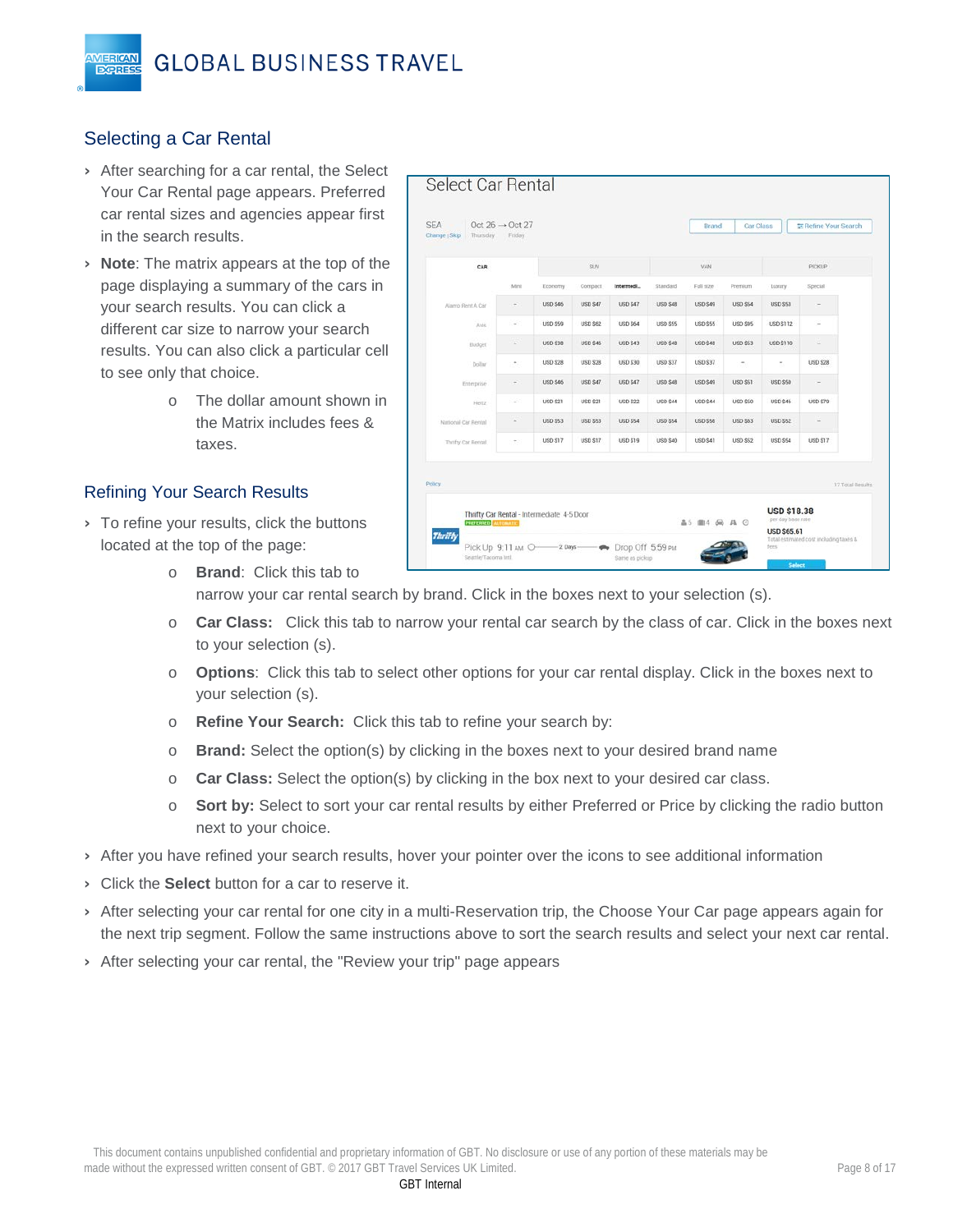## Selecting a Car Rental

- After searching for a car rental, the Select Your Car Rental page appears. Preferred car rental sizes and agencies appear first in the search results.
- **Note**: The matrix appears at the top of the page displaying a summary of the cars in your search results. You can click a different car size to narrow your search results. You can also click a particular cell to see only that choice.
  - The dollar amount shown in the Matrix includes fees & taxes.

## Refining Your Search Results

- To refine your results, click the buttons located at the top of the page:
  - **Brand**: Click this tab to narrow your car rental search by brand. Click in the boxes next to your selection (s).
  - **Car Class:** Click this tab to narrow your rental car search by the class of car. Click in the boxes next to your selection (s).
  - **Options**: Click this tab to select other options for your car rental display. Click in the boxes next to your selection (s).
  - **Refine Your Search:** Click this tab to refine your search by:
  - **Brand:** Select the option(s) by clicking in the boxes next to your desired brand name
  - **Car Class:** Select the option(s) by clicking in the box next to your desired car class.
  - **Sort by:** Select to sort your car rental results by either Preferred or Price by clicking the radio button next to your choice.
- After you have refined your search results, hover your pointer over the icons to see additional information
- Click the **Select** button for a car to reserve it.
- After selecting your car rental for one city in a multi-Reservation trip, the Choose Your Car page appears again for the next trip segment. Follow the same instructions above to sort the search results and select your next car rental.
- After selecting your car rental, the "Review your trip" page appears

This document contains unpublished confidential and proprietary information of GBT. No disclosure or use of any portion of these materials may be made without the expressed written consent of GBT. © 2017 GBT Travel Services UK Limited.

GBT Internal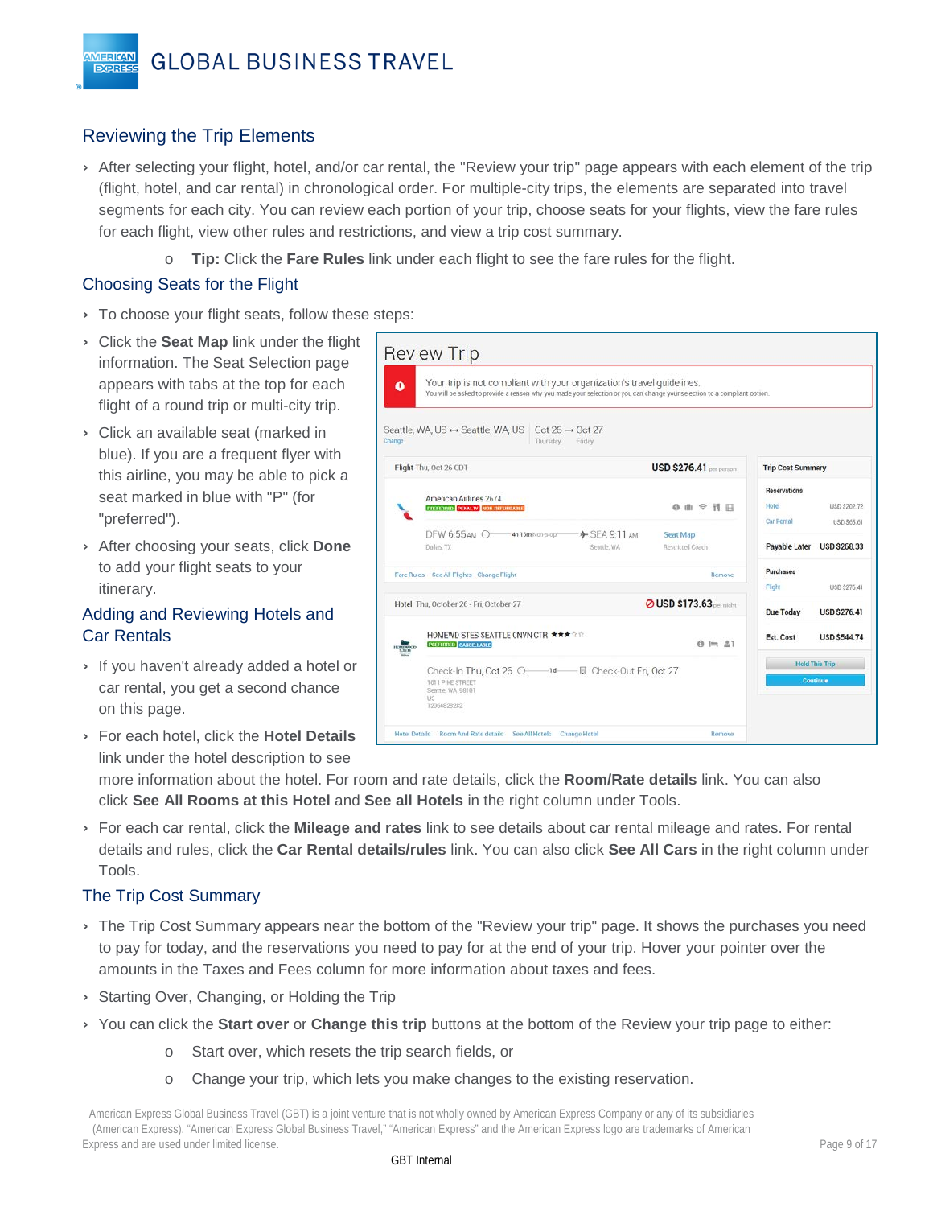## Reviewing the Trip Elements

- After selecting your flight, hotel, and/or car rental, the "Review your trip" page appears with each element of the trip (flight, hotel, and car rental) in chronological order. For multiple-city trips, the elements are separated into travel segments for each city. You can review each portion of your trip, choose seats for your flights, view the fare rules for each flight, view other rules and restrictions, and view a trip cost summary.
    - **Tip:** Click the **Fare Rules** link under each flight to see the fare rules for the flight.

## Choosing Seats for the Flight

- To choose your flight seats, follow these steps:
- Click the **Seat Map** link under the flight information. The Seat Selection page appears with tabs at the top for each flight of a round trip or multi-city trip.
- Click an available seat (marked in blue). If you are a frequent flyer with this airline, you may be able to pick a seat marked in blue with "P" (for "preferred").
- After choosing your seats, click **Done** to add your flight seats to your itinerary.

## Adding and Reviewing Hotels and Car Rentals

- If you haven't already added a hotel or car rental, you get a second chance on this page.
- For each hotel, click the **Hotel Details** link under the hotel description to see more information about the hotel. For room and rate details, click the **Room/Rate details** link. You can also click **See All Rooms at this Hotel** and **See all Hotels** in the right column under Tools.
- For each car rental, click the **Mileage and rates** link to see details about car rental mileage and rates. For rental details and rules, click the **Car Rental details/rules** link. You can also click **See All Cars** in the right column under Tools.

## The Trip Cost Summary

- The Trip Cost Summary appears near the bottom of the "Review your trip" page. It shows the purchases you need to pay for today, and the reservations you need to pay for at the end of your trip. Hover your pointer over the amounts in the Taxes and Fees column for more information about taxes and fees.
- Starting Over, Changing, or Holding the Trip
- You can click the **Start over** or **Change this trip** buttons at the bottom of the Review your trip page to either:
    - Start over, which resets the trip search fields, or
    - Change your trip, which lets you make changes to the existing reservation.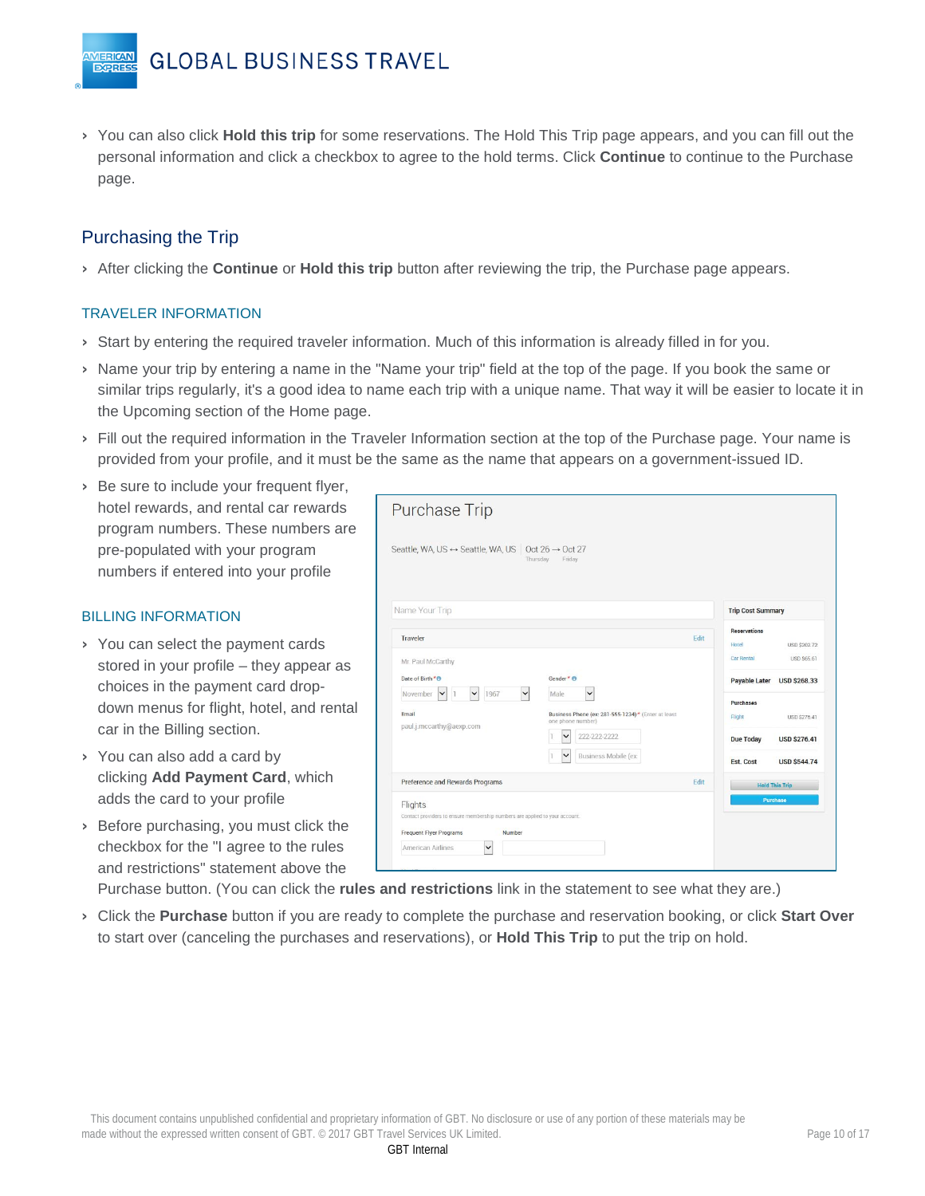- You can also click **Hold this trip** for some reservations. The Hold This Trip page appears, and you can fill out the personal information and click a checkbox to agree to the hold terms. Click **Continue** to continue to the Purchase page.

## Purchasing the Trip

- After clicking the **Continue** or **Hold this trip** button after reviewing the trip, the Purchase page appears.

### TRAVELER INFORMATION

- Start by entering the required traveler information. Much of this information is already filled in for you.
- Name your trip by entering a name in the "Name your trip" field at the top of the page. If you book the same or similar trips regularly, it's a good idea to name each trip with a unique name. That way it will be easier to locate it in the Upcoming section of the Home page.
- Fill out the required information in the Traveler Information section at the top of the Purchase page. Your name is provided from your profile, and it must be the same as the name that appears on a government-issued ID.
- Be sure to include your frequent flyer, hotel rewards, and rental car rewards program numbers. These numbers are pre-populated with your program numbers if entered into your profile

### BILLING INFORMATION

- You can select the payment cards stored in your profile – they appear as choices in the payment card drop-down menus for flight, hotel, and rental car in the Billing section.
- You can also add a card by clicking **Add Payment Card**, which adds the card to your profile
- Before purchasing, you must click the checkbox for the "I agree to the rules and restrictions" statement above the Purchase button. (You can click the **rules and restrictions** link in the statement to see what they are.)
- Click the **Purchase** button if you are ready to complete the purchase and reservation booking, or click **Start Over** to start over (canceling the purchases and reservations), or **Hold This Trip** to put the trip on hold.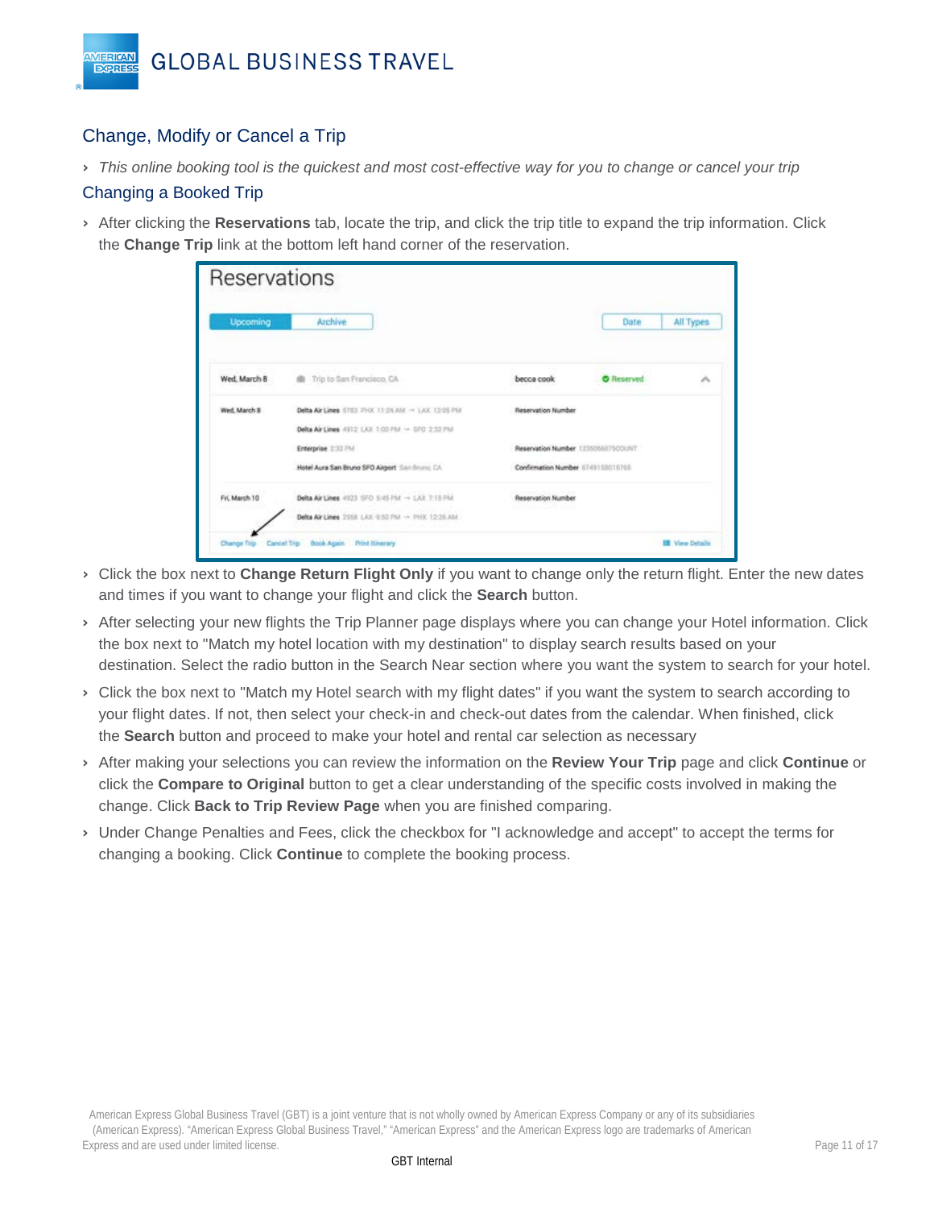## Change, Modify or Cancel a Trip

- *This online booking tool is the quickest and most cost-effective way for you to change or cancel your trip*

### Changing a Booked Trip

- After clicking the **Reservations** tab, locate the trip, and click the trip title to expand the trip information. Click the **Change Trip** link at the bottom left hand corner of the reservation.
- Click the box next to **Change Return Flight Only** if you want to change only the return flight. Enter the new dates and times if you want to change your flight and click the **Search** button.
- After selecting your new flights the Trip Planner page displays where you can change your Hotel information. Click the box next to "Match my hotel location with my destination" to display search results based on your destination. Select the radio button in the Search Near section where you want the system to search for your hotel.
- Click the box next to "Match my Hotel search with my flight dates" if you want the system to search according to your flight dates. If not, then select your check-in and check-out dates from the calendar. When finished, click the **Search** button and proceed to make your hotel and rental car selection as necessary
- After making your selections you can review the information on the **Review Your Trip** page and click **Continue** or click the **Compare to Original** button to get a clear understanding of the specific costs involved in making the change. Click **Back to Trip Review Page** when you are finished comparing.
- Under Change Penalties and Fees, click the checkbox for "I acknowledge and accept" to accept the terms for changing a booking. Click **Continue** to complete the booking process.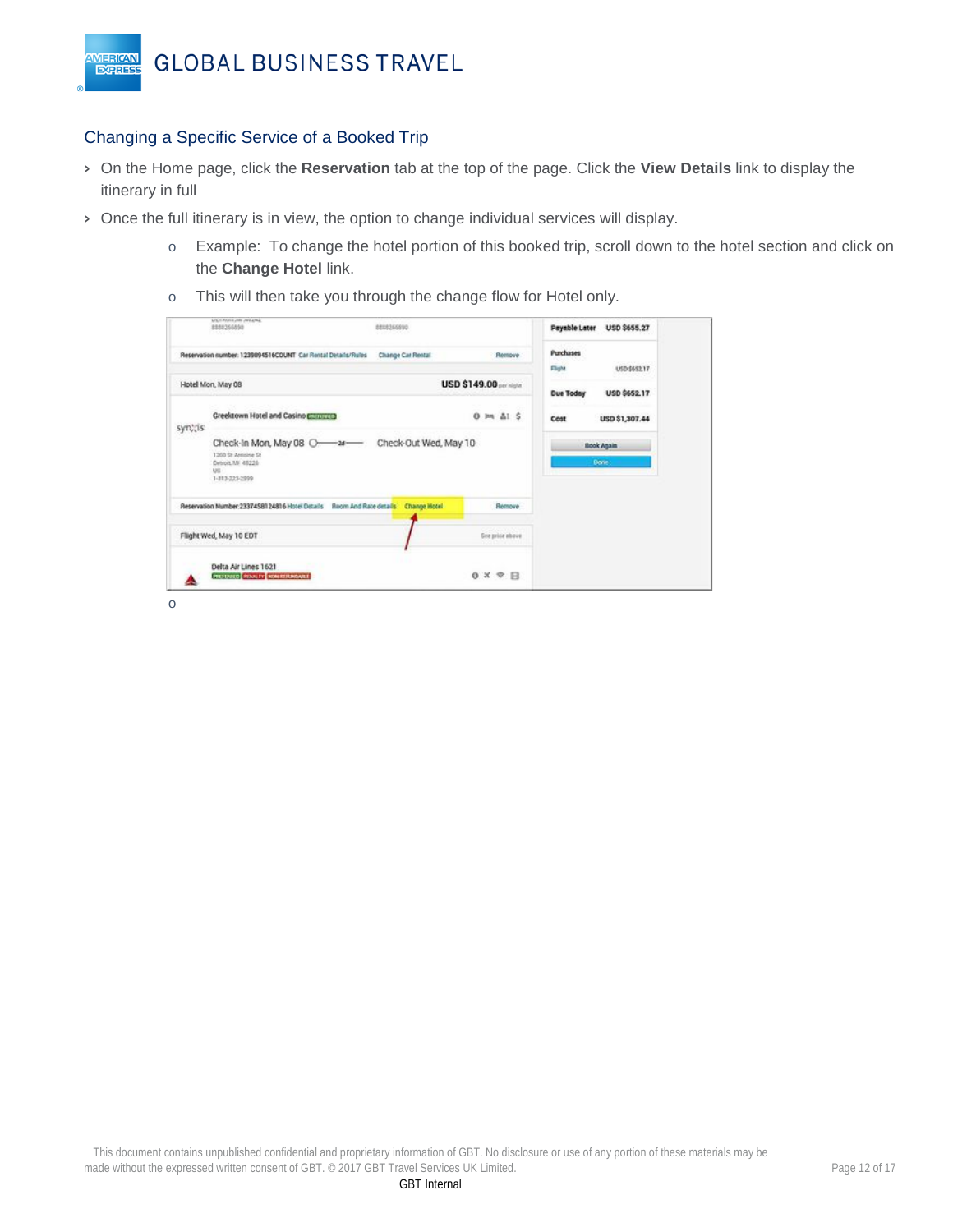## Changing a Specific Service of a Booked Trip

- On the Home page, click the **Reservation** tab at the top of the page. Click the **View Details** link to display the itinerary in full
- Once the full itinerary is in view, the option to change individual services will display.
  - Example: To change the hotel portion of this booked trip, scroll down to the hotel section and click on the **Change Hotel** link.
  - This will then take you through the change flow for Hotel only.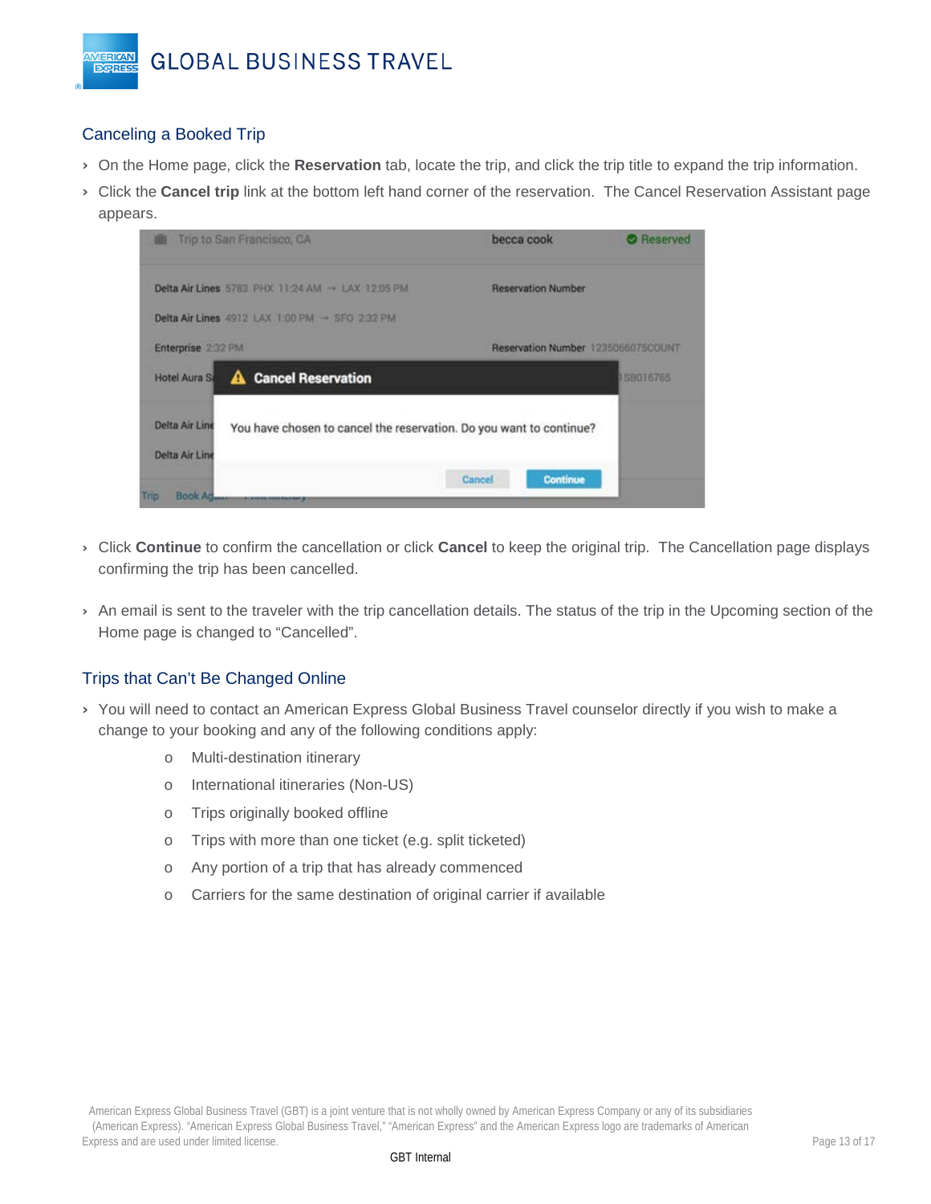## Canceling a Booked Trip

- On the Home page, click the **Reservation** tab, locate the trip, and click the trip title to expand the trip information.
- Click the **Cancel trip** link at the bottom left hand corner of the reservation. The Cancel Reservation Assistant page appears.
- Click **Continue** to confirm the cancellation or click **Cancel** to keep the original trip. The Cancellation page displays confirming the trip has been cancelled.
- An email is sent to the traveler with the trip cancellation details. The status of the trip in the Upcoming section of the Home page is changed to "Cancelled".

## Trips that Can't Be Changed Online

- You will need to contact an American Express Global Business Travel counselor directly if you wish to make a change to your booking and any of the following conditions apply:
  - Multi-destination itinerary
  - International itineraries (Non-US)
  - Trips originally booked offline
  - Trips with more than one ticket (e.g. split ticketed)
  - Any portion of a trip that has already commenced
  - Carriers for the same destination of original carrier if available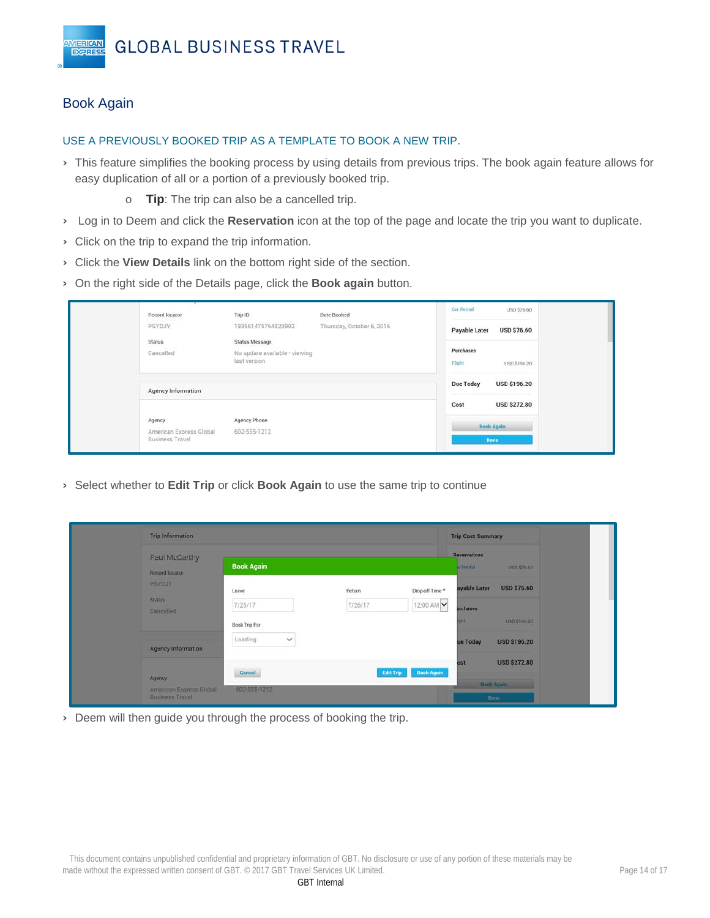## Book Again

### USE A PREVIOUSLY BOOKED TRIP AS A TEMPLATE TO BOOK A NEW TRIP.

- This feature simplifies the booking process by using details from previous trips. The book again feature allows for easy duplication of all or a portion of a previously booked trip.
  - **Tip**: The trip can also be a cancelled trip.
- Log in to Deem and click the **Reservation** icon at the top of the page and locate the trip you want to duplicate.
- Click on the trip to expand the trip information.
- Click the **View Details** link on the bottom right side of the section.
- On the right side of the Details page, click the **Book again** button.
- Select whether to **Edit Trip** or click **Book Again** to use the same trip to continue
- Deem will then guide you through the process of booking the trip.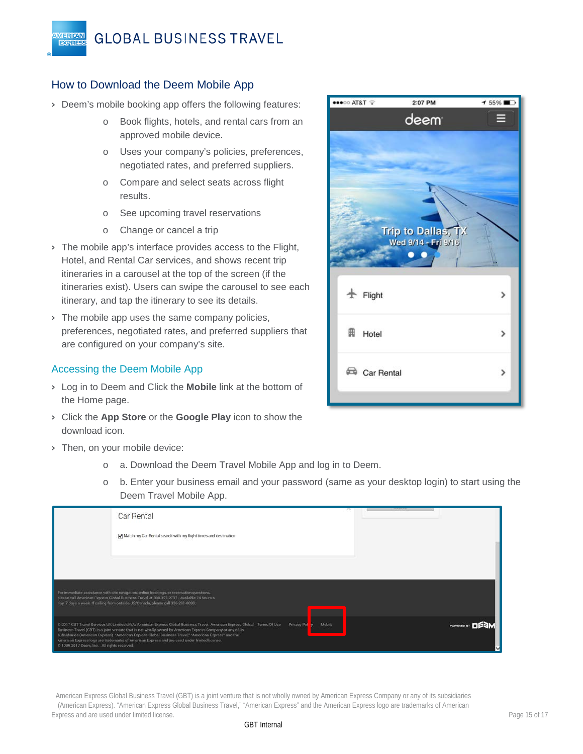## How to Download the Deem Mobile App

- Deem's mobile booking app offers the following features:
  - Book flights, hotels, and rental cars from an approved mobile device.
  - Uses your company's policies, preferences, negotiated rates, and preferred suppliers.
  - Compare and select seats across flight results.
  - See upcoming travel reservations
  - Change or cancel a trip
- The mobile app's interface provides access to the Flight, Hotel, and Rental Car services, and shows recent trip itineraries in a carousel at the top of the screen (if the itineraries exist). Users can swipe the carousel to see each itinerary, and tap the itinerary to see its details.
- The mobile app uses the same company policies, preferences, negotiated rates, and preferred suppliers that are configured on your company's site.

### Accessing the Deem Mobile App

- Log in to Deem and Click the **Mobile** link at the bottom of the Home page.
- Click the **App Store** or the **Google Play** icon to show the download icon.
- Then, on your mobile device:
  - a. Download the Deem Travel Mobile App and log in to Deem.
  - b. Enter your business email and your password (same as your desktop login) to start using the Deem Travel Mobile App.

American Express Global Business Travel (GBT) is a joint venture that is not wholly owned by American Express Company or any of its subsidiaries (American Express). "American Express Global Business Travel," "American Express" and the American Express logo are trademarks of American Express and are used under limited license.

GBT Internal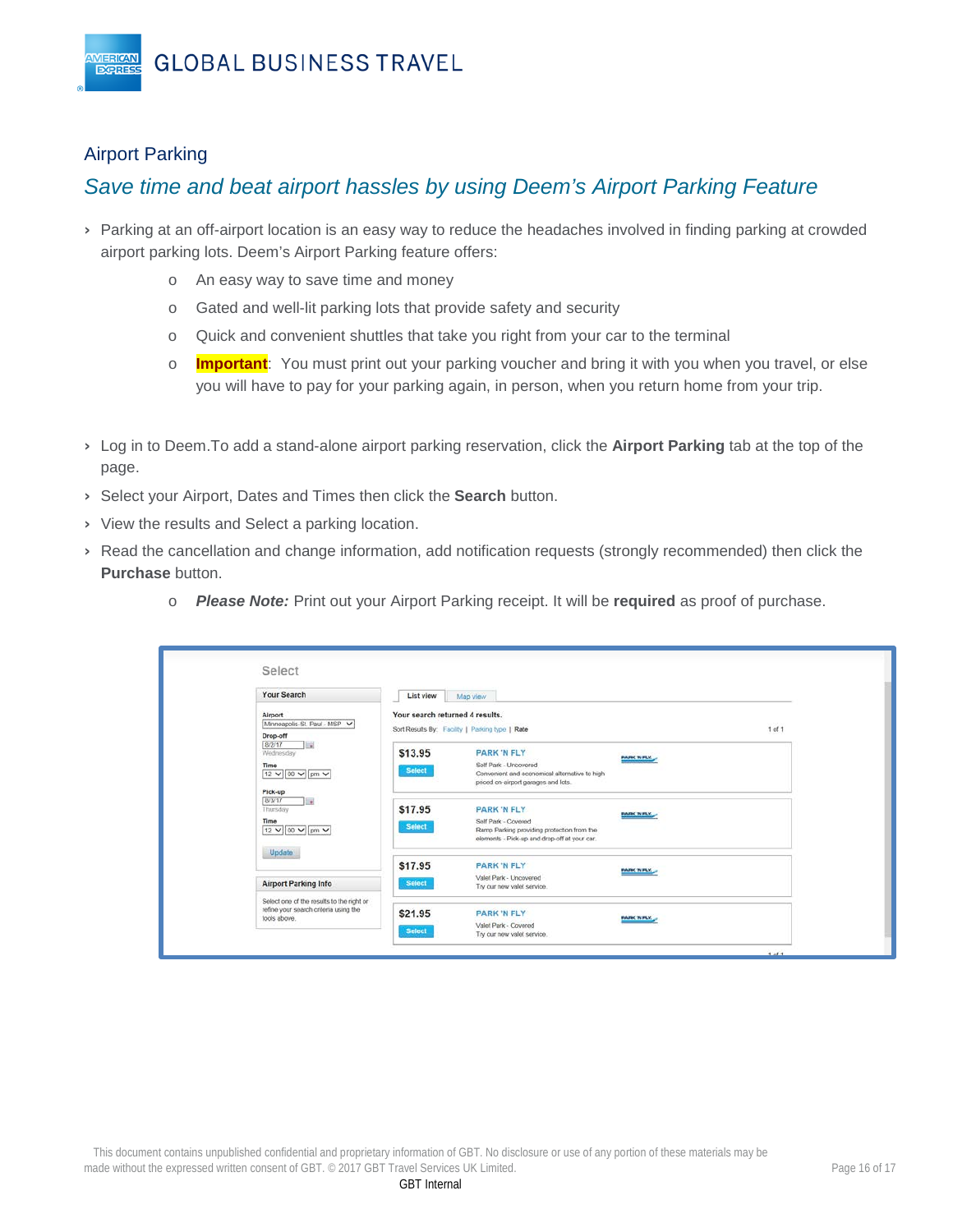## Airport Parking

### *Save time and beat airport hassles by using Deem's Airport Parking Feature*

- Parking at an off-airport location is an easy way to reduce the headaches involved in finding parking at crowded airport parking lots. Deem's Airport Parking feature offers:
  - An easy way to save time and money
  - Gated and well-lit parking lots that provide safety and security
  - Quick and convenient shuttles that take you right from your car to the terminal
  - **Important**: You must print out your parking voucher and bring it with you when you travel, or else you will have to pay for your parking again, in person, when you return home from your trip.

- Log in to Deem.To add a stand-alone airport parking reservation, click the **Airport Parking** tab at the top of the page.
- Select your Airport, Dates and Times then click the **Search** button.
- View the results and Select a parking location.
- Read the cancellation and change information, add notification requests (strongly recommended) then click the **Purchase** button.
  - ***Please Note:*** Print out your Airport Parking receipt. It will be **required** as proof of purchase.

This document contains unpublished confidential and proprietary information of GBT. No disclosure or use of any portion of these materials may be made without the expressed written consent of GBT. © 2017 GBT Travel Services UK Limited.

GBT Internal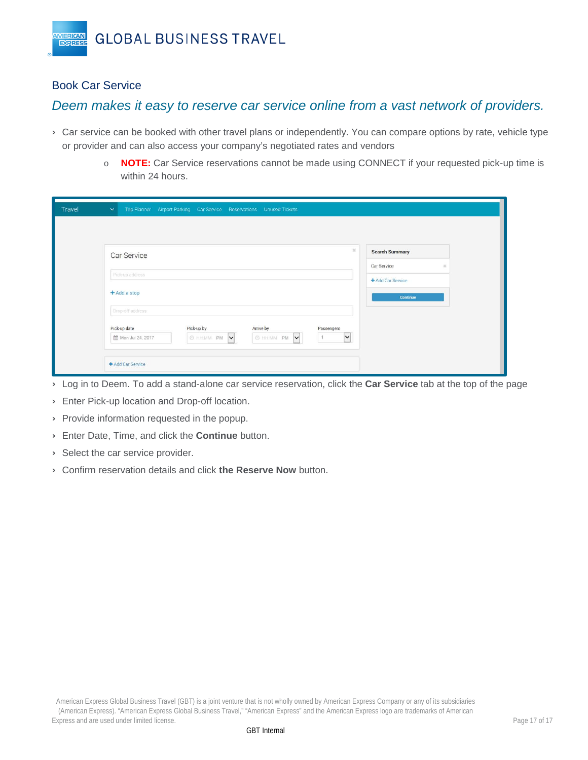## Book Car Service

*Deem makes it easy to reserve car service online from a vast network of providers.*

- Car service can be booked with other travel plans or independently. You can compare options by rate, vehicle type or provider and can also access your company's negotiated rates and vendors
  - **NOTE:** Car Service reservations cannot be made using CONNECT if your requested pick-up time is within 24 hours.

- Log in to Deem. To add a stand-alone car service reservation, click the **Car Service** tab at the top of the page
- Enter Pick-up location and Drop-off location.
- Provide information requested in the popup.
- Enter Date, Time, and click the **Continue** button.
- Select the car service provider.
- Confirm reservation details and click **the Reserve Now** button.

American Express Global Business Travel (GBT) is a joint venture that is not wholly owned by American Express Company or any of its subsidiaries (American Express). "American Express Global Business Travel," "American Express" and the American Express logo are trademarks of American Express and are used under limited license.

GBT Internal